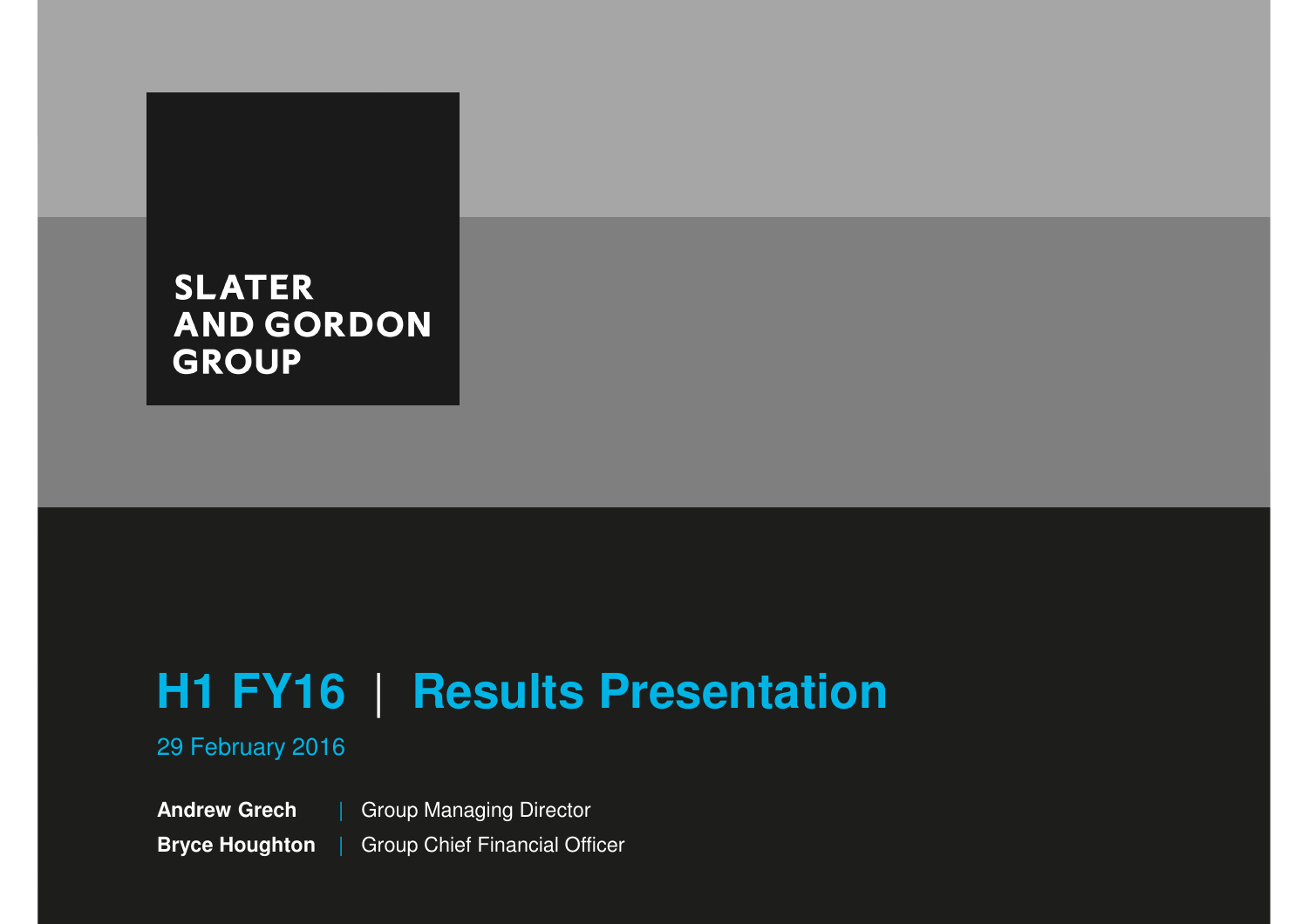SLATER AND GORDON GROUP

# H1 FY16 | Results Presentation

29 February 2016

**Andrew Grech** | Group Managing Director

**Bryce Houghton** | Group Chief Financial Officer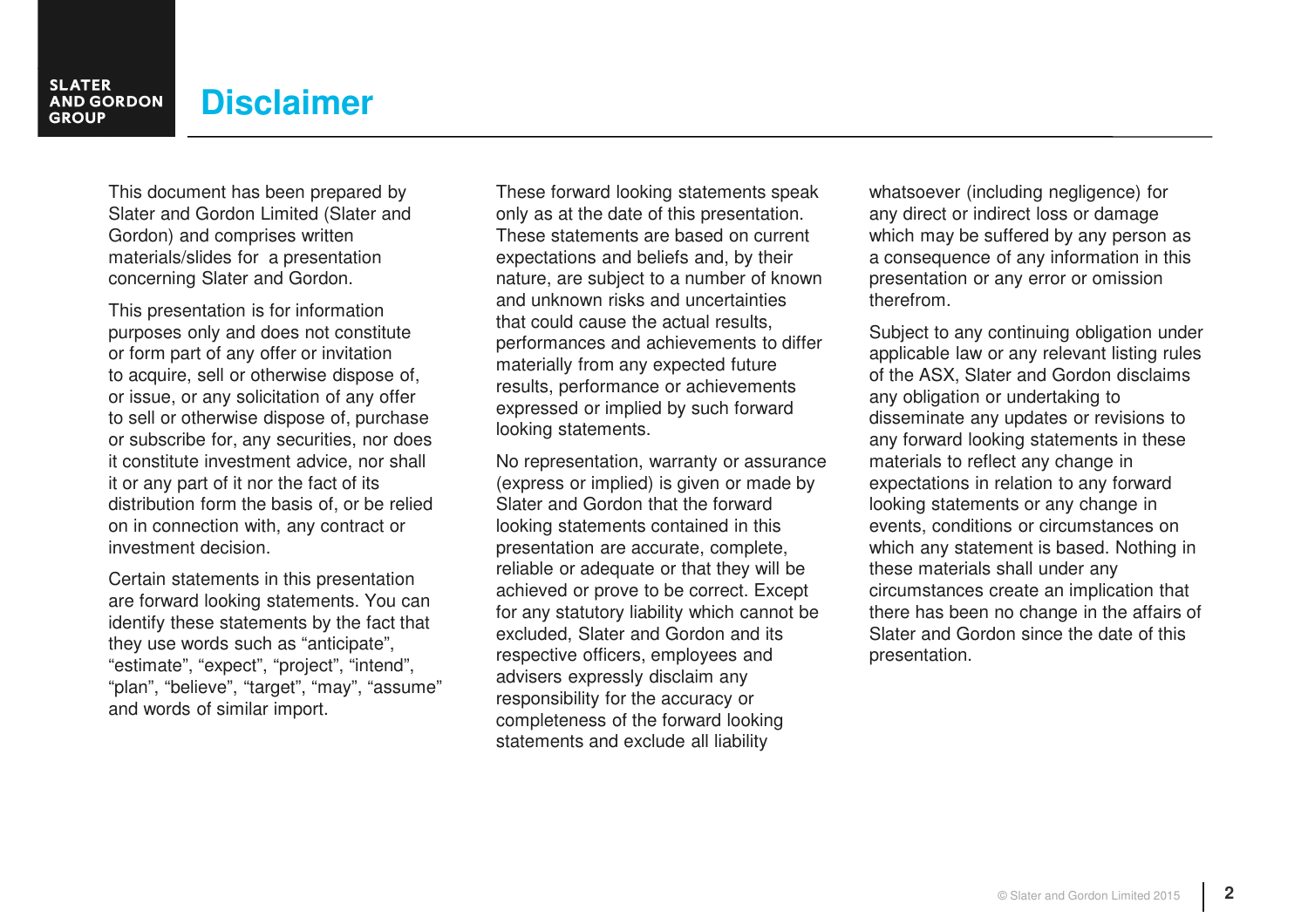# Disclaimer

This document has been prepared by Slater and Gordon Limited (Slater and Gordon) and comprises written materials/slides for a presentation concerning Slater and Gordon.

This presentation is for information purposes only and does not constitute or form part of any offer or invitation to acquire, sell or otherwise dispose of, or issue, or any solicitation of any offer to sell or otherwise dispose of, purchase or subscribe for, any securities, nor does it constitute investment advice, nor shall it or any part of it nor the fact of its distribution form the basis of, or be relied on in connection with, any contract or investment decision.

Certain statements in this presentation are forward looking statements. You can identify these statements by the fact that they use words such as "anticipate", "estimate", "expect", "project", "intend", "plan", "believe", "target", "may", "assume" and words of similar import.

These forward looking statements speak only as at the date of this presentation. These statements are based on current expectations and beliefs and, by their nature, are subject to a number of known and unknown risks and uncertainties that could cause the actual results, performances and achievements to differ materially from any expected future results, performance or achievements expressed or implied by such forward looking statements.

No representation, warranty or assurance (express or implied) is given or made by Slater and Gordon that the forward looking statements contained in this presentation are accurate, complete, reliable or adequate or that they will be achieved or prove to be correct. Except for any statutory liability which cannot be excluded, Slater and Gordon and its respective officers, employees and advisers expressly disclaim any responsibility for the accuracy or completeness of the forward looking statements and exclude all liability whatsoever (including negligence) for any direct or indirect loss or damage which may be suffered by any person as a consequence of any information in this presentation or any error or omission therefrom.

Subject to any continuing obligation under applicable law or any relevant listing rules of the ASX, Slater and Gordon disclaims any obligation or undertaking to disseminate any updates or revisions to any forward looking statements in these materials to reflect any change in expectations in relation to any forward looking statements or any change in events, conditions or circumstances on which any statement is based. Nothing in these materials shall under any circumstances create an implication that there has been no change in the affairs of Slater and Gordon since the date of this presentation.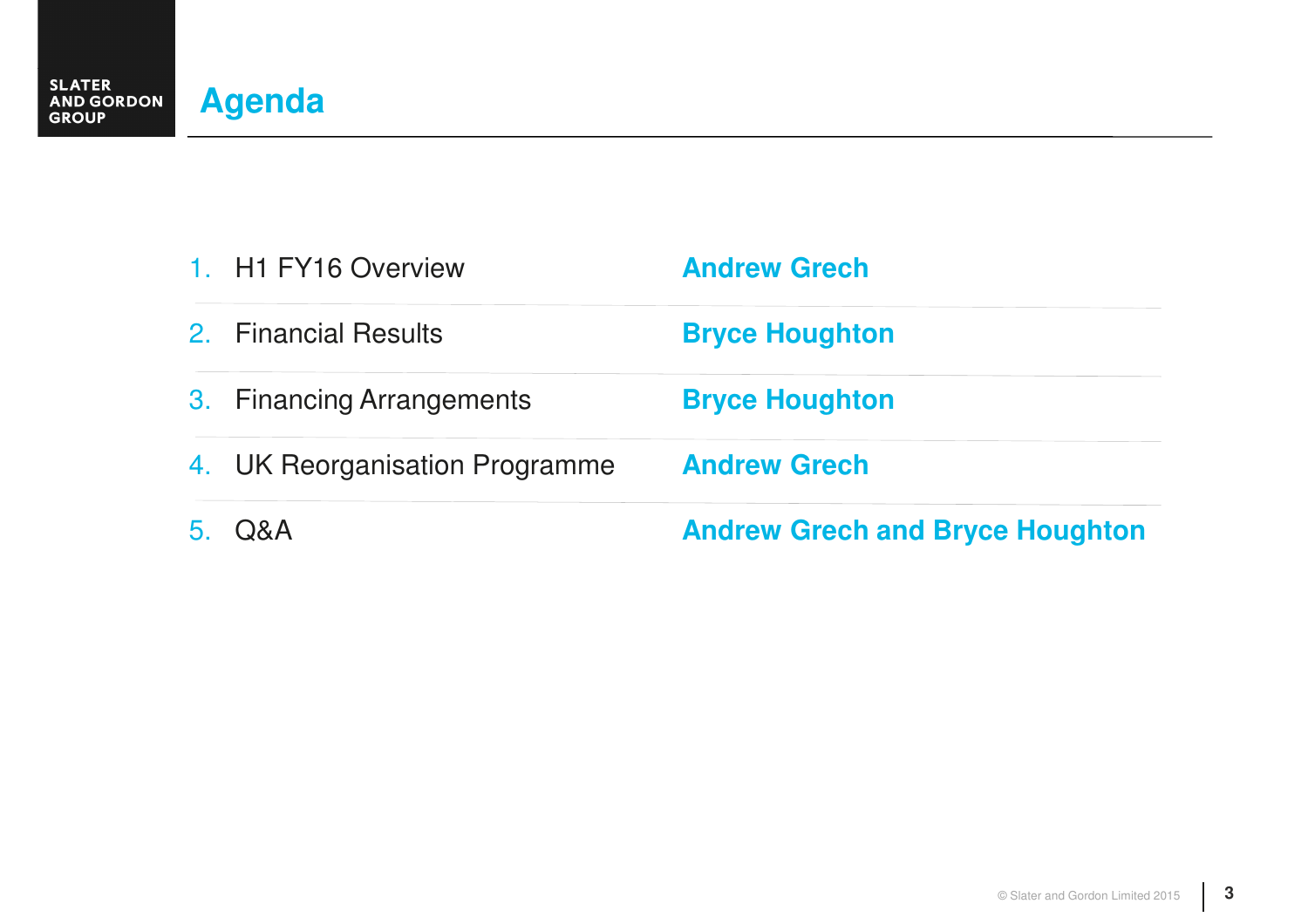# Agenda

| | | |
|---|---|---|
| 1. | H1 FY16 Overview | **Andrew Grech** |
| 2. | Financial Results | **Bryce Houghton** |
| 3. | Financing Arrangements | **Bryce Houghton** |
| 4. | UK Reorganisation Programme | **Andrew Grech** |
| 5. | Q&A | **Andrew Grech and Bryce Houghton** |

© Slater and Gordon Limited 2015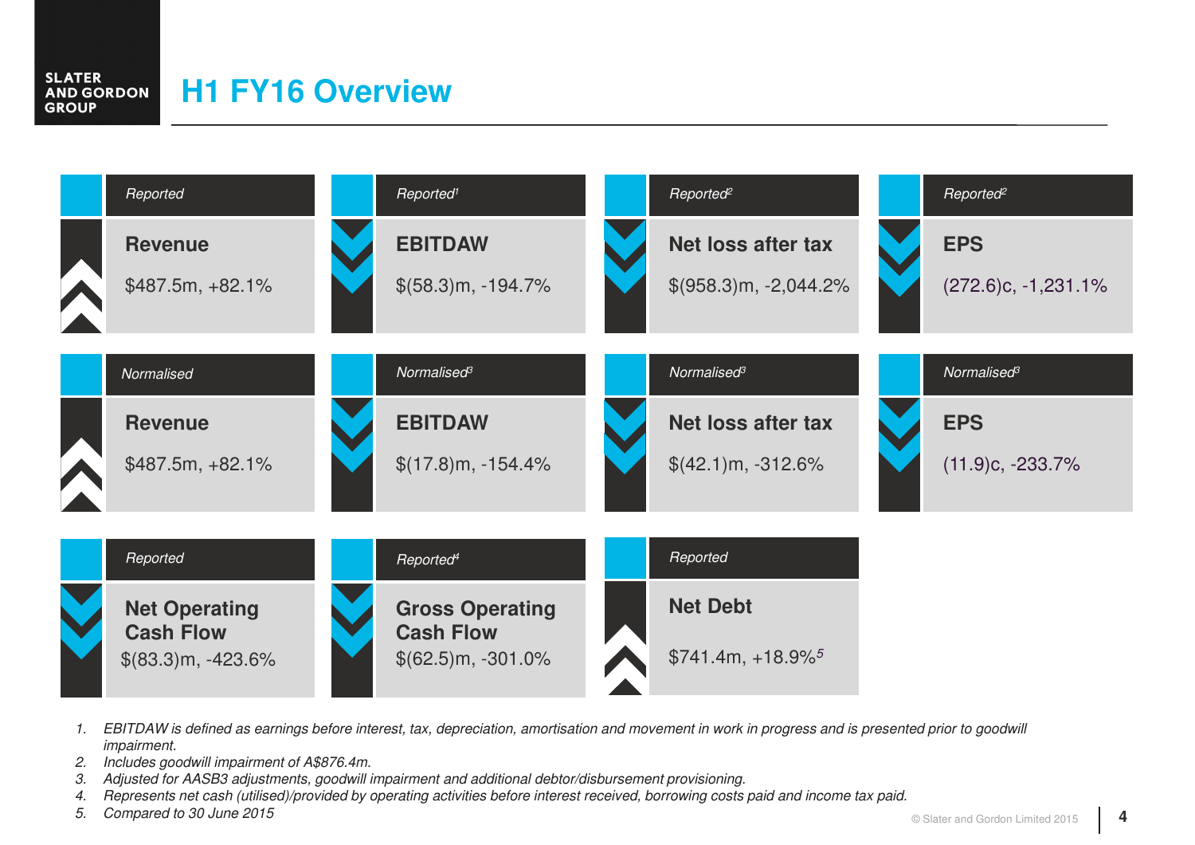# H1 FY16 Overview

| Basis | Metric | Value |
|---|---|---|
| Reported | Revenue | $487.5m, +82.1% |
| Reported[1] | EBITDAW | $(58.3)m, -194.7% |
| Reported[2] | Net loss after tax | $(958.3)m, -2,044.2% |
| Reported[2] | EPS | (272.6)c, -1,231.1% |
| Normalised | Revenue | $487.5m, +82.1% |
| Normalised[3] | EBITDAW | $(17.8)m, -154.4% |
| Normalised[3] | Net loss after tax | $(42.1)m, -312.6% |
| Normalised[3] | EPS | (11.9)c, -233.7% |
| Reported | Net Operating Cash Flow | $(83.3)m, -423.6% |
| Reported[4] | Gross Operating Cash Flow | $(62.5)m, -301.0% |
| Reported | Net Debt | $741.4m, +18.9%[5] |

1. *EBITDAW is defined as earnings before interest, tax, depreciation, amortisation and movement in work in progress and is presented prior to goodwill impairment.*
2. *Includes goodwill impairment of A$876.4m.*
3. *Adjusted for AASB3 adjustments, goodwill impairment and additional debtor/disbursement provisioning.*
4. *Represents net cash (utilised)/provided by operating activities before interest received, borrowing costs paid and income tax paid.*
5. *Compared to 30 June 2015*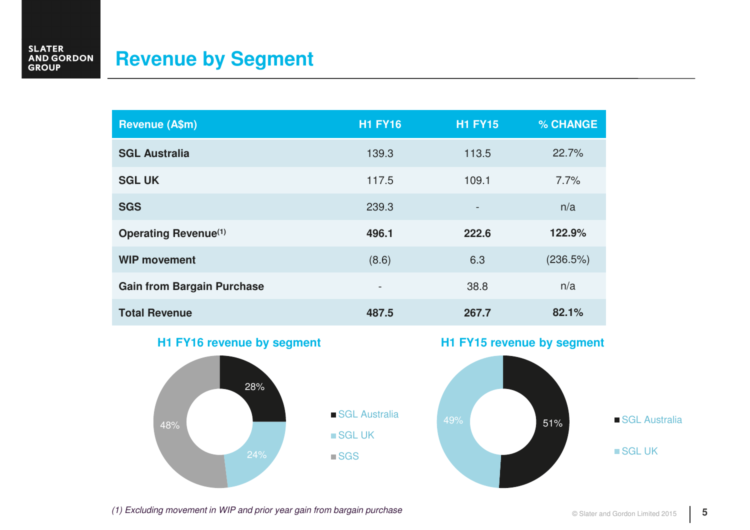# Revenue by Segment

| Revenue (A$m) | H1 FY16 | H1 FY15 | % CHANGE |
|---|---|---|---|
| **SGL Australia** | 139.3 | 113.5 | 22.7% |
| **SGL UK** | 117.5 | 109.1 | 7.7% |
| **SGS** | 239.3 | - | n/a |
| **Operating Revenue[1]** | **496.1** | **222.6** | **122.9%** |
| **WIP movement** | (8.6) | 6.3 | (236.5%) |
| **Gain from Bargain Purchase** | - | 38.8 | n/a |
| **Total Revenue** | **487.5** | **267.7** | **82.1%** |

## H1 FY16 revenue by segment

- SGL Australia: 28%
- SGL UK: 24%
- SGS: 48%

## H1 FY15 revenue by segment

- SGL Australia: 51%
- SGL UK: 49%

*(1) Excluding movement in WIP and prior year gain from bargain purchase*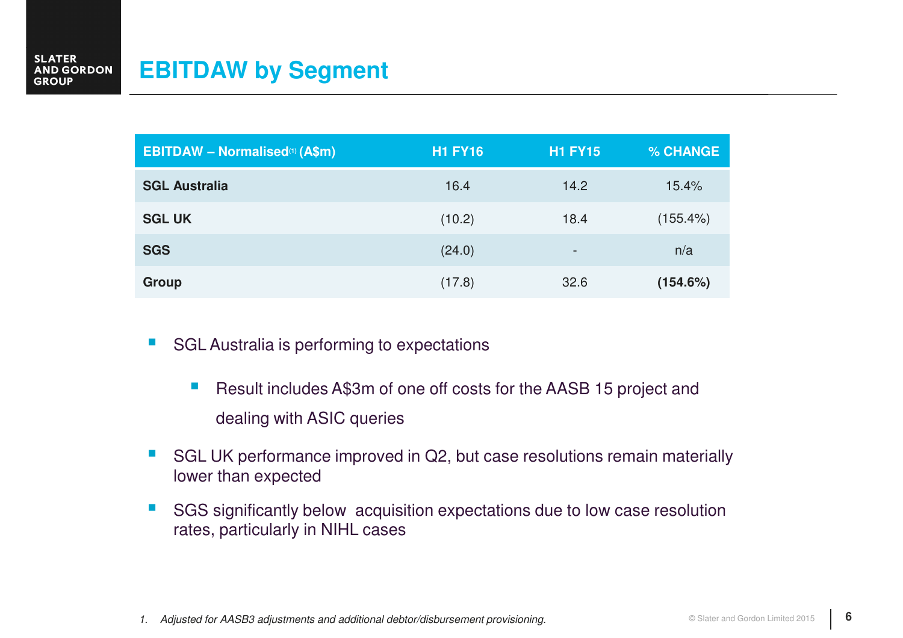# EBITDAW by Segment

| EBITDAW – Normalised[1] (A$m) | H1 FY16 | H1 FY15 | % CHANGE |
|---|---|---|---|
| **SGL Australia** | 16.4 | 14.2 | 15.4% |
| **SGL UK** | (10.2) | 18.4 | (155.4%) |
| **SGS** | (24.0) | - | n/a |
| **Group** | (17.8) | 32.6 | **(154.6%)** |

- SGL Australia is performing to expectations
  - Result includes A$3m of one off costs for the AASB 15 project and dealing with ASIC queries
- SGL UK performance improved in Q2, but case resolutions remain materially lower than expected
- SGS significantly below acquisition expectations due to low case resolution rates, particularly in NIHL cases

1. *Adjusted for AASB3 adjustments and additional debtor/disbursement provisioning.*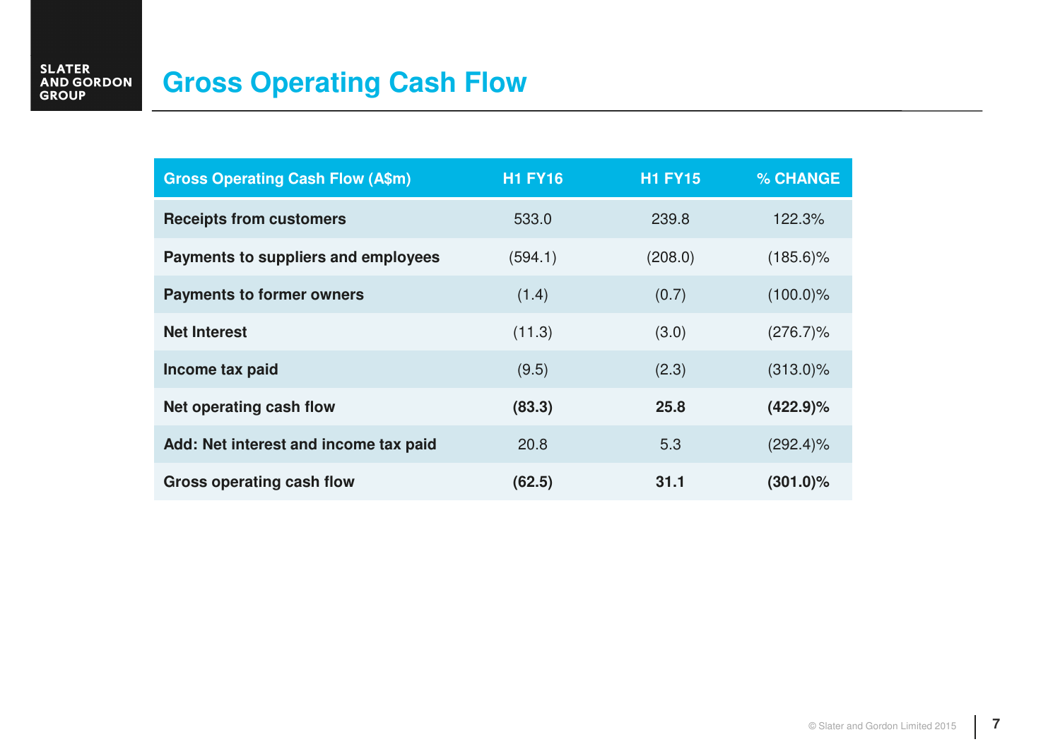# Gross Operating Cash Flow

| Gross Operating Cash Flow (A$m) | H1 FY16 | H1 FY15 | % CHANGE |
|---|---|---|---|
| **Receipts from customers** | 533.0 | 239.8 | 122.3% |
| **Payments to suppliers and employees** | (594.1) | (208.0) | (185.6)% |
| **Payments to former owners** | (1.4) | (0.7) | (100.0)% |
| **Net Interest** | (11.3) | (3.0) | (276.7)% |
| **Income tax paid** | (9.5) | (2.3) | (313.0)% |
| **Net operating cash flow** | **(83.3)** | **25.8** | **(422.9)%** |
| **Add: Net interest and income tax paid** | 20.8 | 5.3 | (292.4)% |
| **Gross operating cash flow** | **(62.5)** | **31.1** | **(301.0)%** |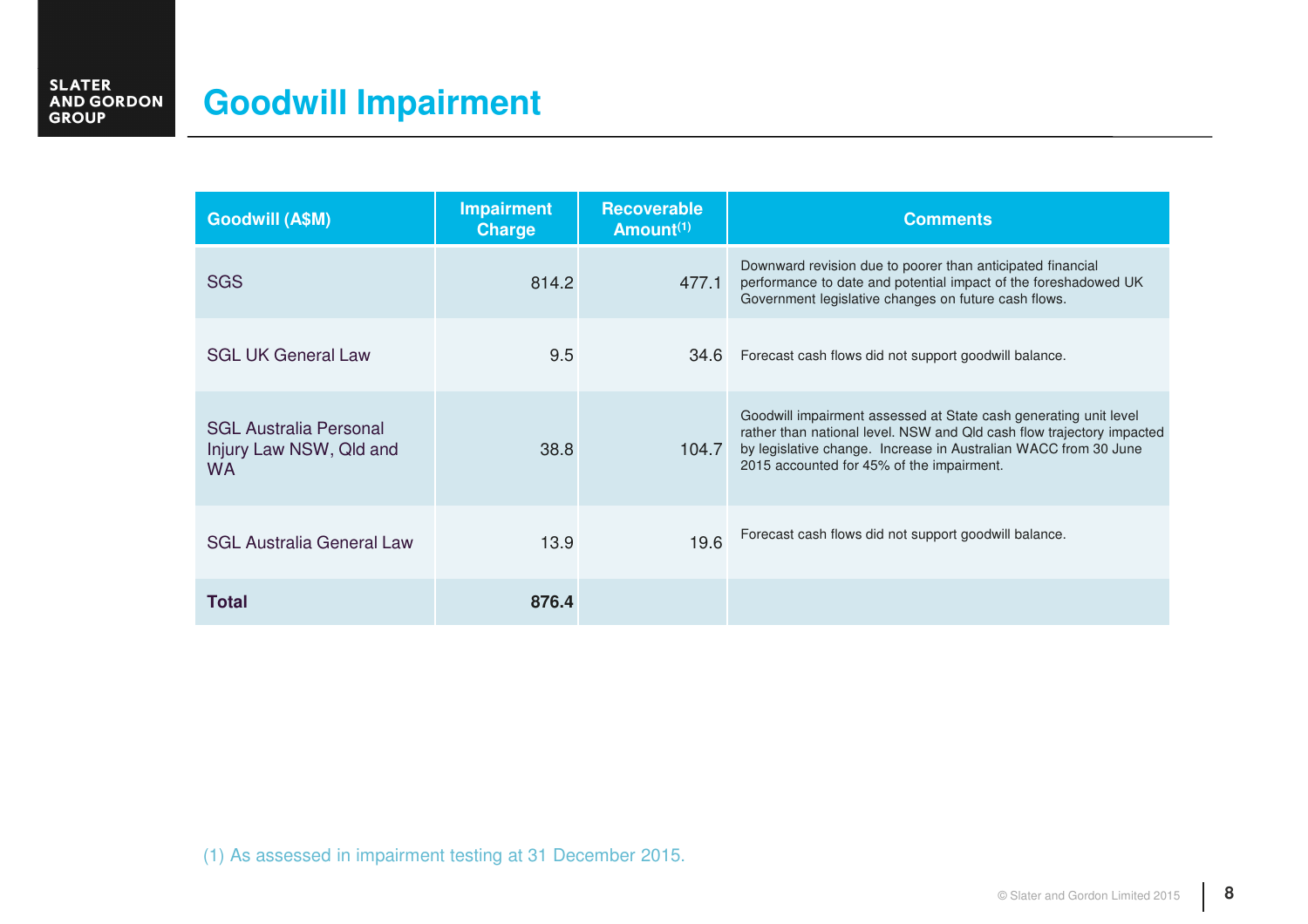# Goodwill Impairment

| Goodwill (A$M) | Impairment Charge | Recoverable Amount[1] | Comments |
|---|---|---|---|
| SGS | 814.2 | 477.1 | Downward revision due to poorer than anticipated financial performance to date and potential impact of the foreshadowed UK Government legislative changes on future cash flows. |
| SGL UK General Law | 9.5 | 34.6 | Forecast cash flows did not support goodwill balance. |
| SGL Australia Personal Injury Law NSW, Qld and WA | 38.8 | 104.7 | Goodwill impairment assessed at State cash generating unit level rather than national level. NSW and Qld cash flow trajectory impacted by legislative change. Increase in Australian WACC from 30 June 2015 accounted for 45% of the impairment. |
| SGL Australia General Law | 13.9 | 19.6 | Forecast cash flows did not support goodwill balance. |
| **Total** | **876.4** | | |

(1) As assessed in impairment testing at 31 December 2015.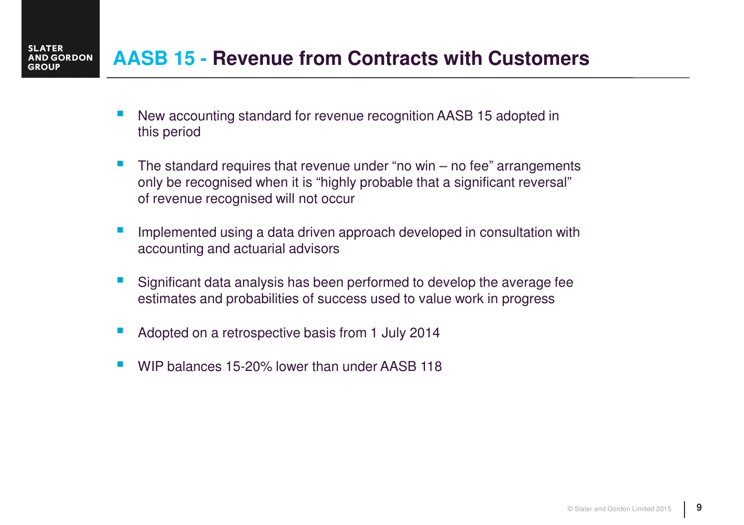# AASB 15 - Revenue from Contracts with Customers

- New accounting standard for revenue recognition AASB 15 adopted in this period
- The standard requires that revenue under “no win – no fee” arrangements only be recognised when it is “highly probable that a significant reversal” of revenue recognised will not occur
- Implemented using a data driven approach developed in consultation with accounting and actuarial advisors
- Significant data analysis has been performed to develop the average fee estimates and probabilities of success used to value work in progress
- Adopted on a retrospective basis from 1 July 2014
- WIP balances 15-20% lower than under AASB 118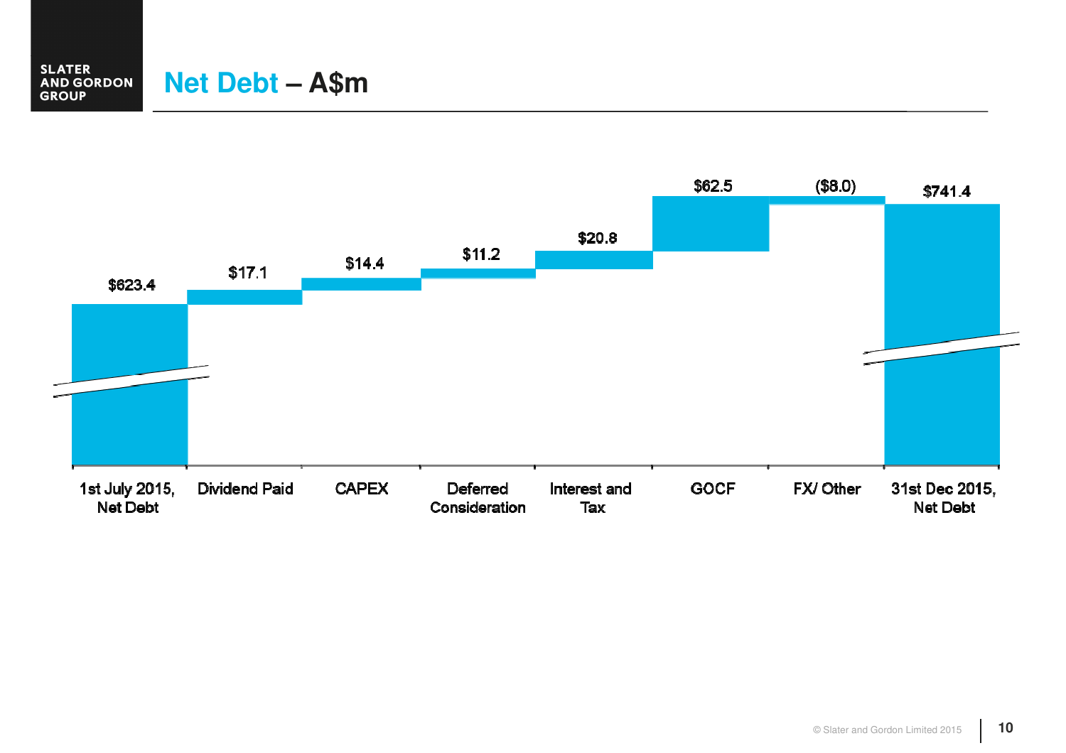# Net Debt – A$m

| 1st July 2015, Net Debt | Dividend Paid | CAPEX | Deferred Consideration | Interest and Tax | GOCF | FX/ Other | 31st Dec 2015, Net Debt |
| --- | --- | --- | --- | --- | --- | --- | --- |
| $623.4 | $17.1 | $14.4 | $11.2 | $20.8 | $62.5 | ($8.0) | $741.4 |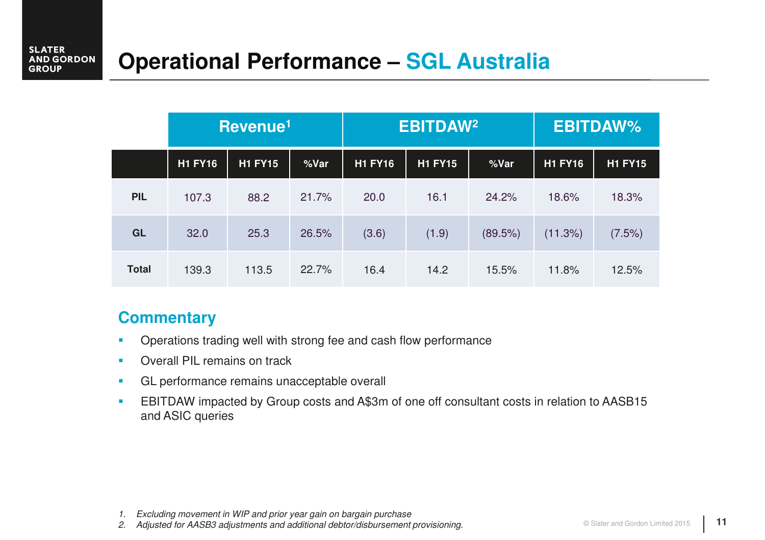# Operational Performance – SGL Australia

| | Revenue[1] | | | EBITDAW[2] | | | EBITDAW% | |
|---|---|---|---|---|---|---|---|---|
| | H1 FY16 | H1 FY15 | %Var | H1 FY16 | H1 FY15 | %Var | H1 FY16 | H1 FY15 |
| **PIL** | 107.3 | 88.2 | 21.7% | 20.0 | 16.1 | 24.2% | 18.6% | 18.3% |
| **GL** | 32.0 | 25.3 | 26.5% | (3.6) | (1.9) | (89.5%) | (11.3%) | (7.5%) |
| **Total** | 139.3 | 113.5 | 22.7% | 16.4 | 14.2 | 15.5% | 11.8% | 12.5% |

## Commentary

- Operations trading well with strong fee and cash flow performance
- Overall PIL remains on track
- GL performance remains unacceptable overall
- EBITDAW impacted by Group costs and A$3m of one off consultant costs in relation to AASB15 and ASIC queries

1. *Excluding movement in WIP and prior year gain on bargain purchase*
2. *Adjusted for AASB3 adjustments and additional debtor/disbursement provisioning.*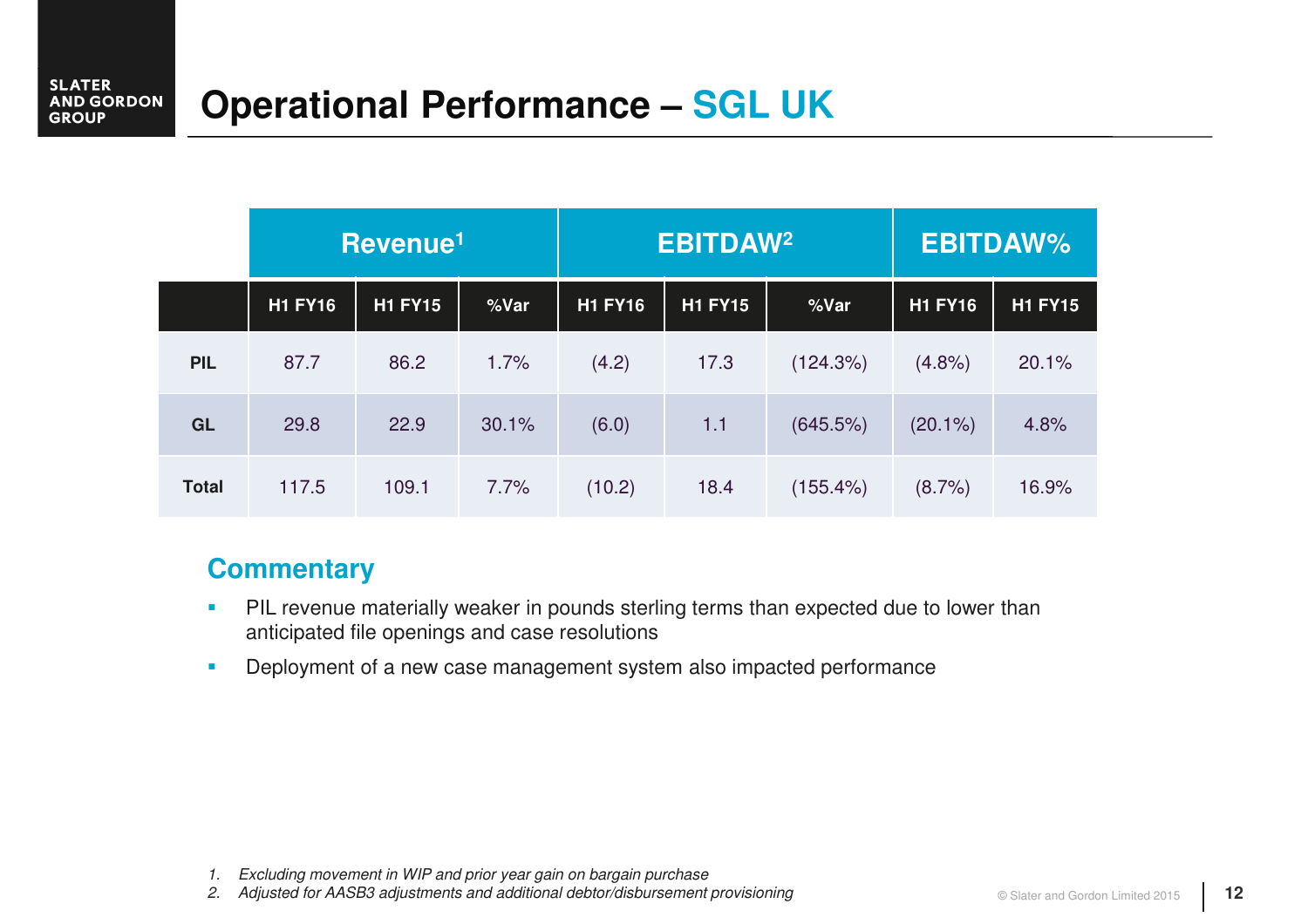# Operational Performance – SGL UK

| | Revenue[1] | | | EBITDAW[2] | | | EBITDAW% | |
|---|---|---|---|---|---|---|---|---|
| | H1 FY16 | H1 FY15 | %Var | H1 FY16 | H1 FY15 | %Var | H1 FY16 | H1 FY15 |
| **PIL** | 87.7 | 86.2 | 1.7% | (4.2) | 17.3 | (124.3%) | (4.8%) | 20.1% |
| **GL** | 29.8 | 22.9 | 30.1% | (6.0) | 1.1 | (645.5%) | (20.1%) | 4.8% |
| **Total** | 117.5 | 109.1 | 7.7% | (10.2) | 18.4 | (155.4%) | (8.7%) | 16.9% |

## Commentary

- PIL revenue materially weaker in pounds sterling terms than expected due to lower than anticipated file openings and case resolutions
- Deployment of a new case management system also impacted performance

1. *Excluding movement in WIP and prior year gain on bargain purchase*
2. *Adjusted for AASB3 adjustments and additional debtor/disbursement provisioning*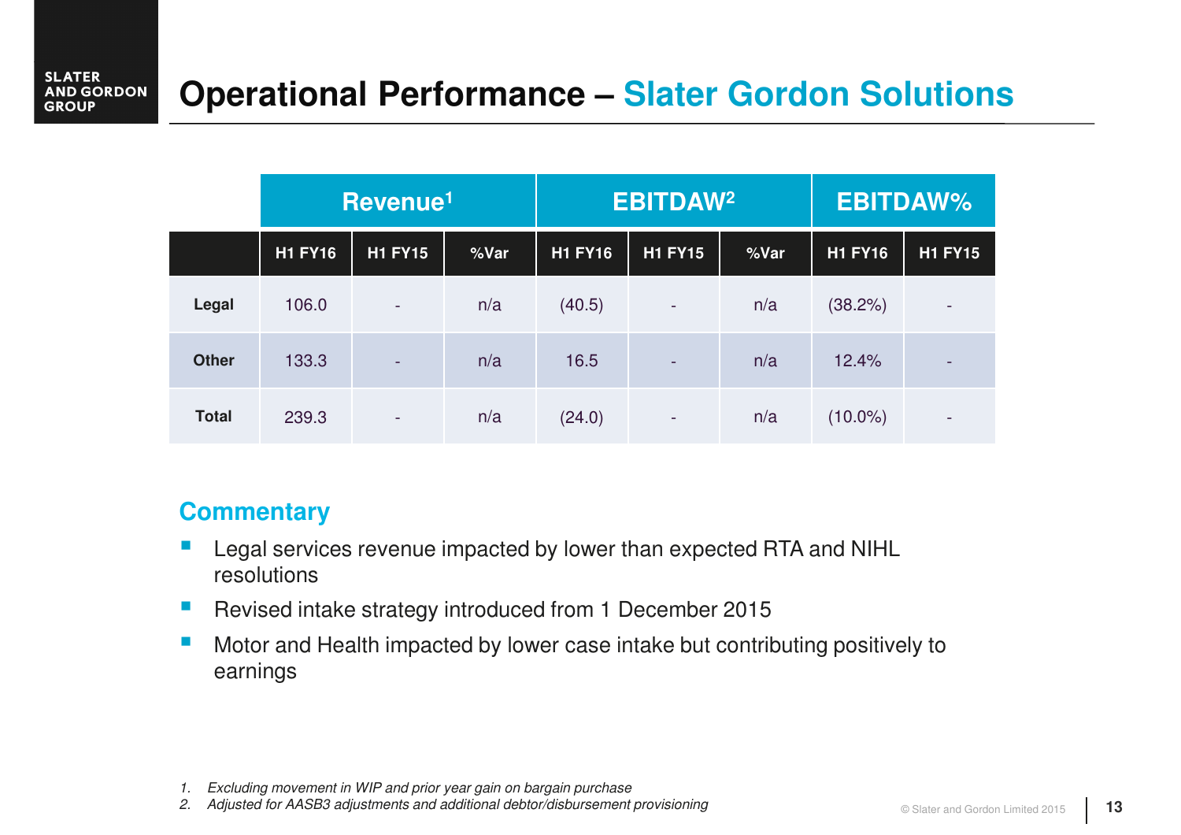# Operational Performance – Slater Gordon Solutions

| | Revenue[1] | | | EBITDAW[2] | | | EBITDAW% | |
|---|---|---|---|---|---|---|---|---|
| | H1 FY16 | H1 FY15 | %Var | H1 FY16 | H1 FY15 | %Var | H1 FY16 | H1 FY15 |
| **Legal** | 106.0 | - | n/a | (40.5) | - | n/a | (38.2%) | - |
| **Other** | 133.3 | - | n/a | 16.5 | - | n/a | 12.4% | - |
| **Total** | 239.3 | - | n/a | (24.0) | - | n/a | (10.0%) | - |

## Commentary

- Legal services revenue impacted by lower than expected RTA and NIHL resolutions
- Revised intake strategy introduced from 1 December 2015
- Motor and Health impacted by lower case intake but contributing positively to earnings

1. *Excluding movement in WIP and prior year gain on bargain purchase*
2. *Adjusted for AASB3 adjustments and additional debtor/disbursement provisioning*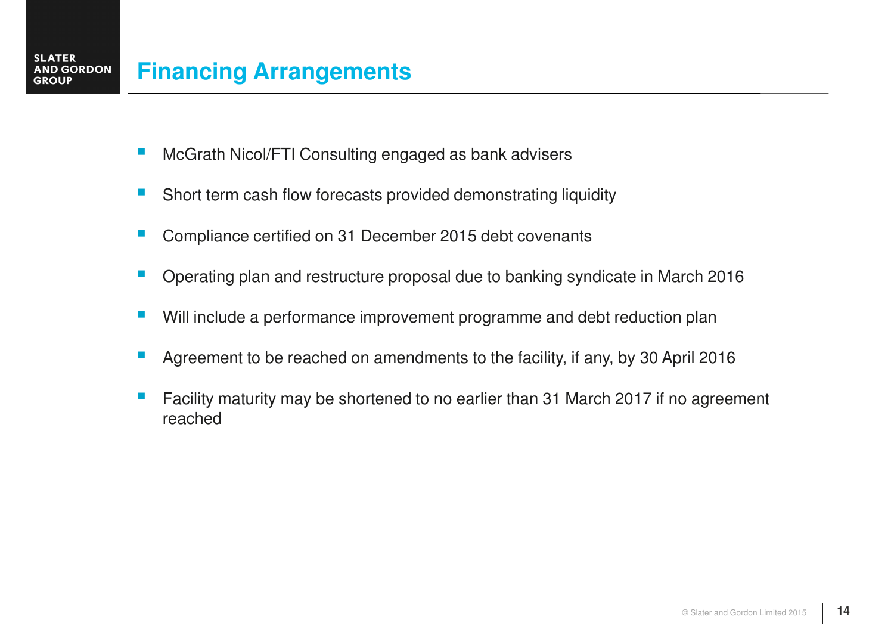# Financing Arrangements

- McGrath Nicol/FTI Consulting engaged as bank advisers
- Short term cash flow forecasts provided demonstrating liquidity
- Compliance certified on 31 December 2015 debt covenants
- Operating plan and restructure proposal due to banking syndicate in March 2016
- Will include a performance improvement programme and debt reduction plan
- Agreement to be reached on amendments to the facility, if any, by 30 April 2016
- Facility maturity may be shortened to no earlier than 31 March 2017 if no agreement reached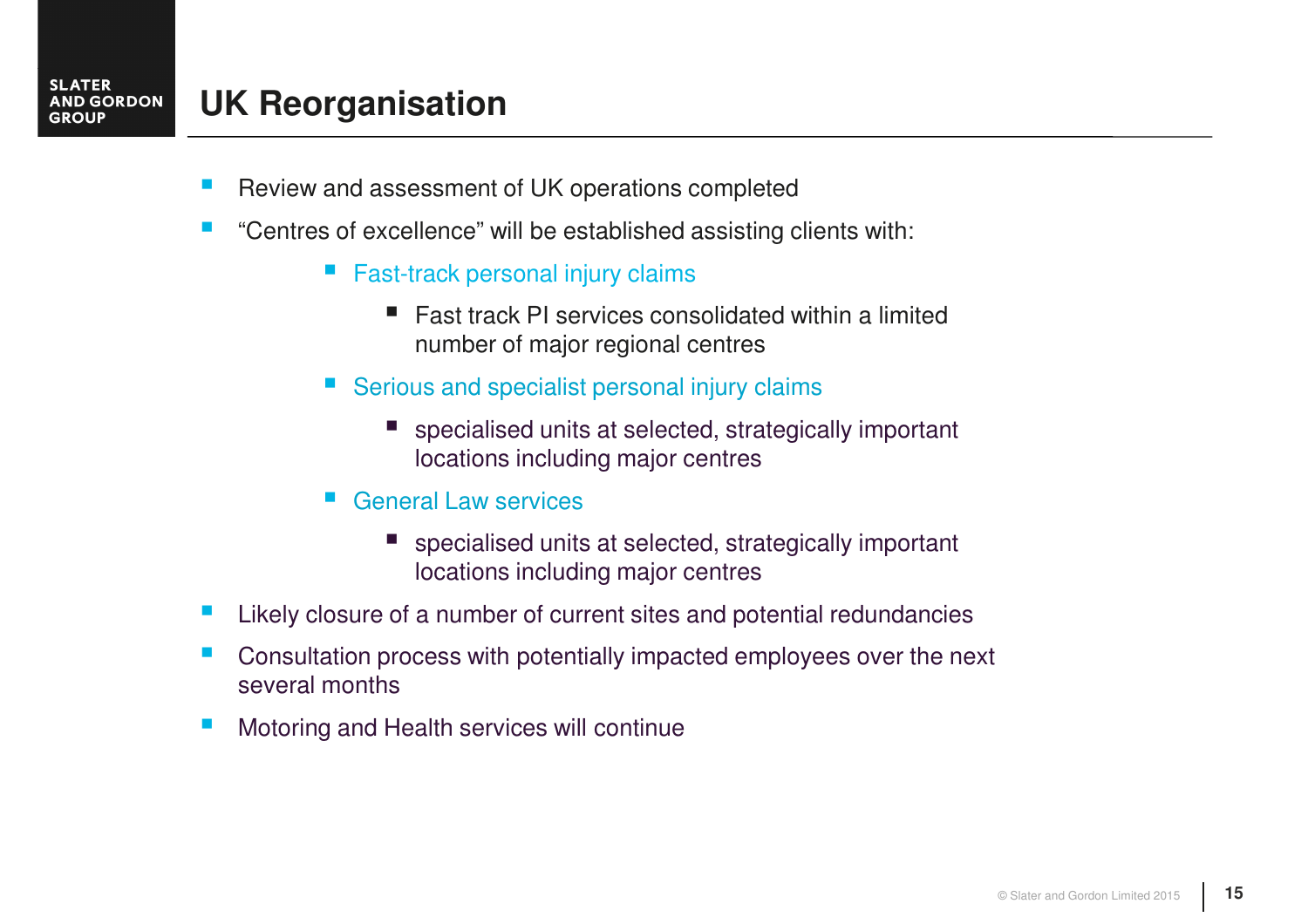# UK Reorganisation

- Review and assessment of UK operations completed
- "Centres of excellence" will be established assisting clients with:
  - Fast-track personal injury claims
    - Fast track PI services consolidated within a limited number of major regional centres
  - Serious and specialist personal injury claims
    - specialised units at selected, strategically important locations including major centres
  - General Law services
    - specialised units at selected, strategically important locations including major centres
- Likely closure of a number of current sites and potential redundancies
- Consultation process with potentially impacted employees over the next several months
- Motoring and Health services will continue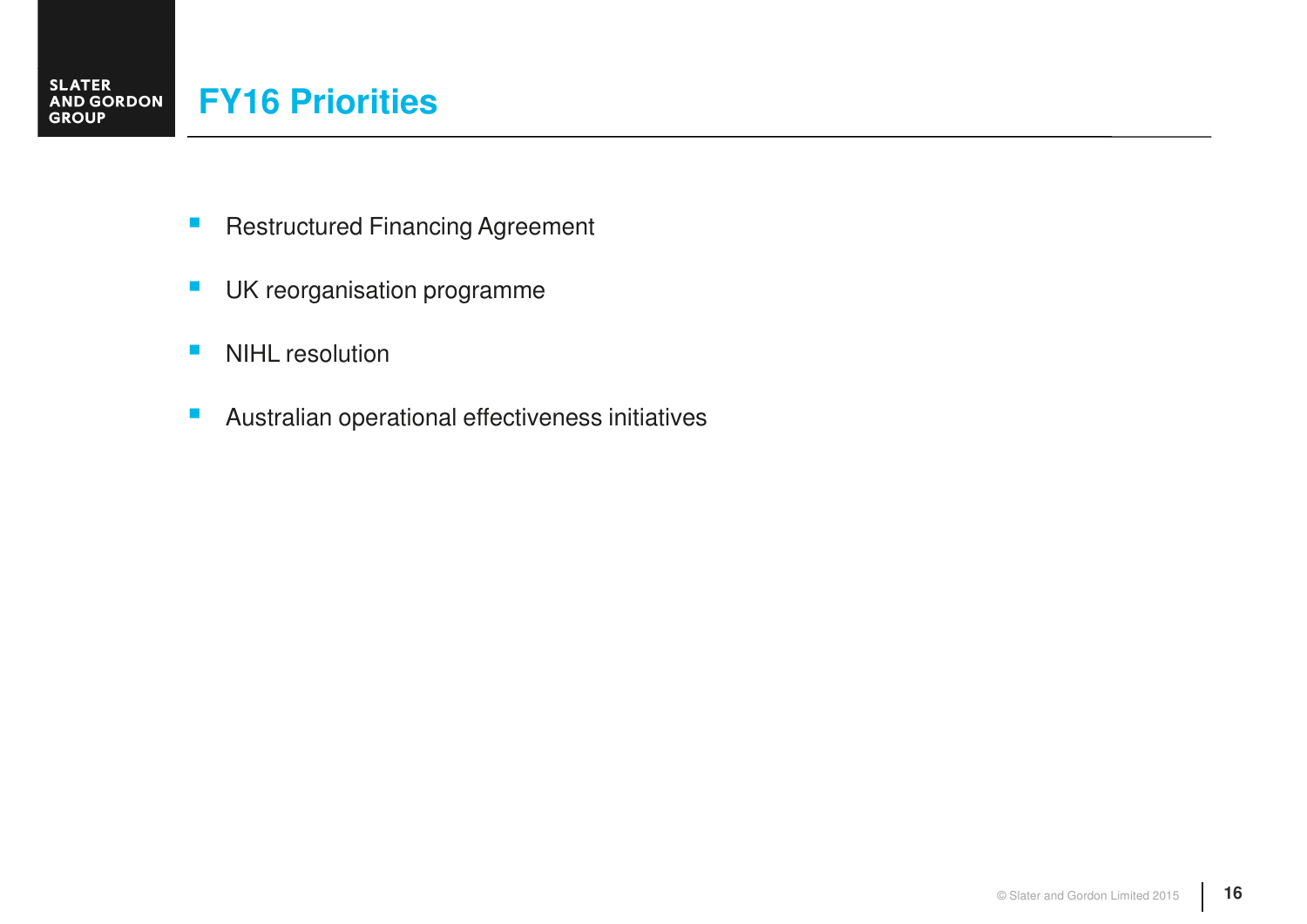# FY16 Priorities

- Restructured Financing Agreement
- UK reorganisation programme
- NIHL resolution
- Australian operational effectiveness initiatives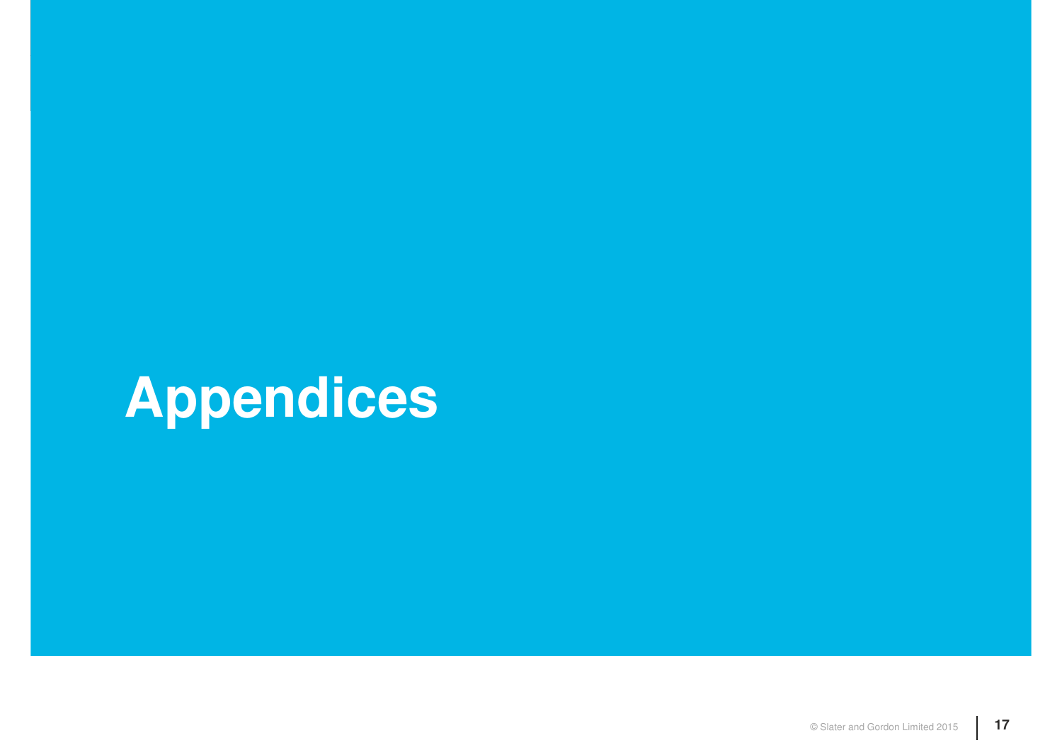# Appendices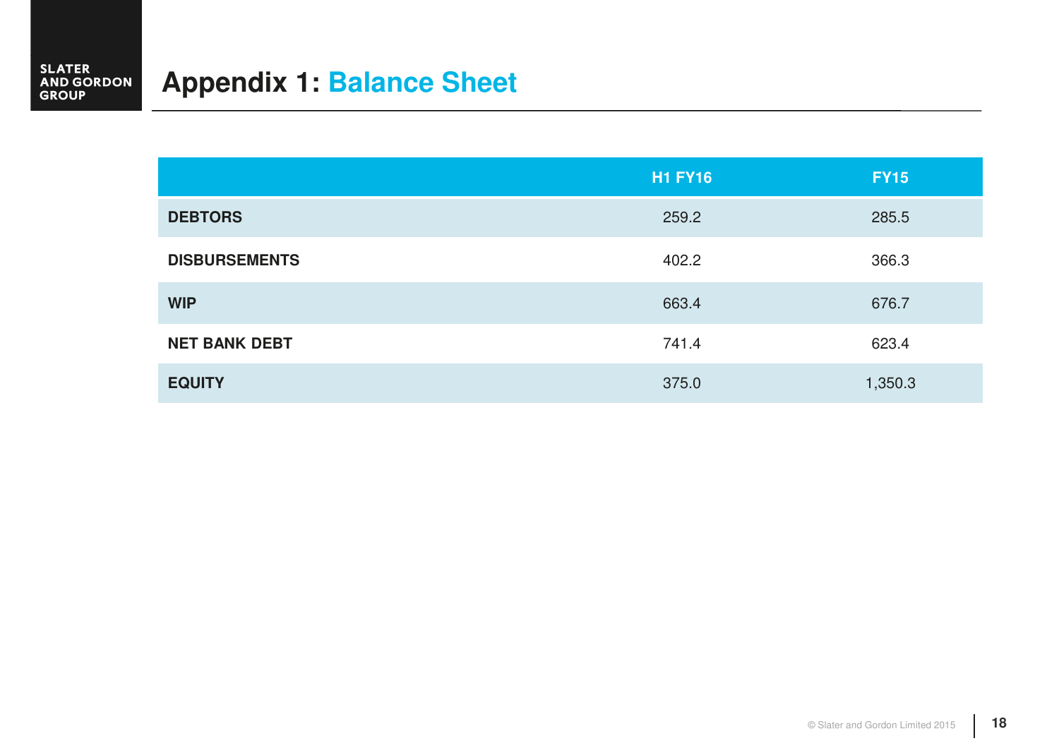# Appendix 1: Balance Sheet

| | H1 FY16 | FY15 |
|---|---|---|
| **DEBTORS** | 259.2 | 285.5 |
| **DISBURSEMENTS** | 402.2 | 366.3 |
| **WIP** | 663.4 | 676.7 |
| **NET BANK DEBT** | 741.4 | 623.4 |
| **EQUITY** | 375.0 | 1,350.3 |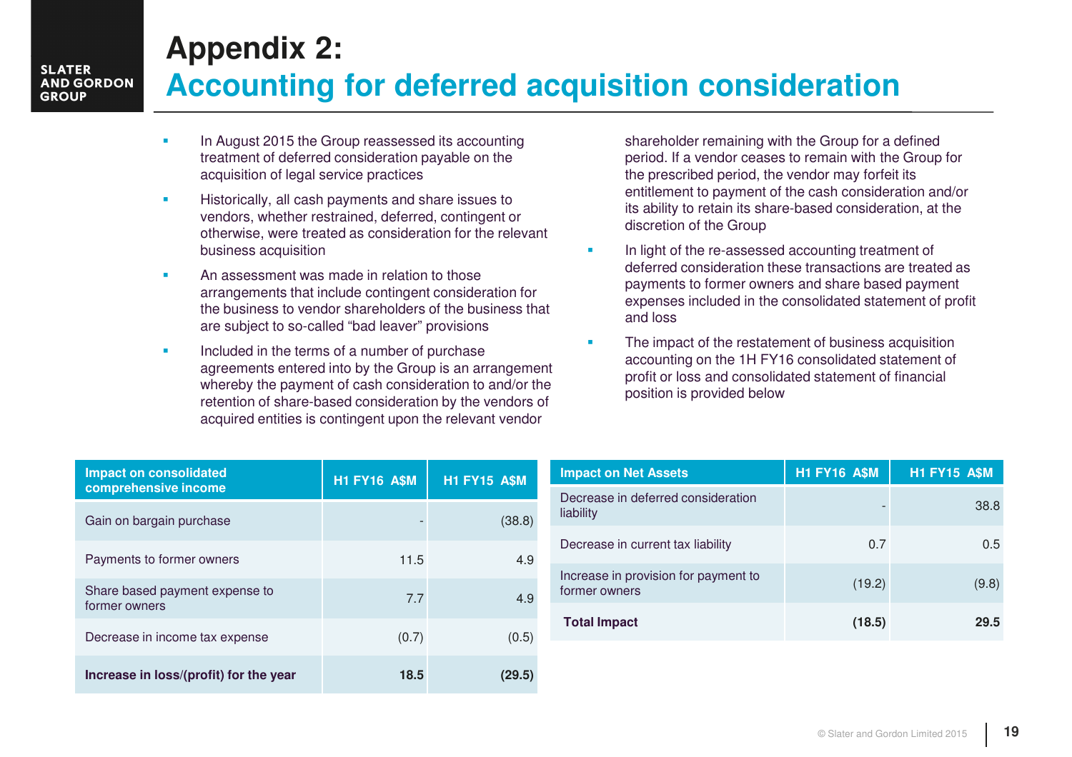# Appendix 2:
## Accounting for deferred acquisition consideration

- In August 2015 the Group reassessed its accounting treatment of deferred consideration payable on the acquisition of legal service practices
- Historically, all cash payments and share issues to vendors, whether restrained, deferred, contingent or otherwise, were treated as consideration for the relevant business acquisition
- An assessment was made in relation to those arrangements that include contingent consideration for the business to vendor shareholders of the business that are subject to so-called "bad leaver" provisions
- Included in the terms of a number of purchase agreements entered into by the Group is an arrangement whereby the payment of cash consideration to and/or the retention of share-based consideration by the vendors of acquired entities is contingent upon the relevant vendor shareholder remaining with the Group for a defined period. If a vendor ceases to remain with the Group for the prescribed period, the vendor may forfeit its entitlement to payment of the cash consideration and/or its ability to retain its share-based consideration, at the discretion of the Group
- In light of the re-assessed accounting treatment of deferred consideration these transactions are treated as payments to former owners and share based payment expenses included in the consolidated statement of profit and loss
- The impact of the restatement of business acquisition accounting on the 1H FY16 consolidated statement of profit or loss and consolidated statement of financial position is provided below

| Impact on consolidated comprehensive income | H1 FY16 A$M | H1 FY15 A$M |
|---|---|---|
| Gain on bargain purchase | - | (38.8) |
| Payments to former owners | 11.5 | 4.9 |
| Share based payment expense to former owners | 7.7 | 4.9 |
| Decrease in income tax expense | (0.7) | (0.5) |
| **Increase in loss/(profit) for the year** | **18.5** | **(29.5)** |

| Impact on Net Assets | H1 FY16 A$M | H1 FY15 A$M |
|---|---|---|
| Decrease in deferred consideration liability | - | 38.8 |
| Decrease in current tax liability | 0.7 | 0.5 |
| Increase in provision for payment to former owners | (19.2) | (9.8) |
| **Total Impact** | **(18.5)** | **29.5** |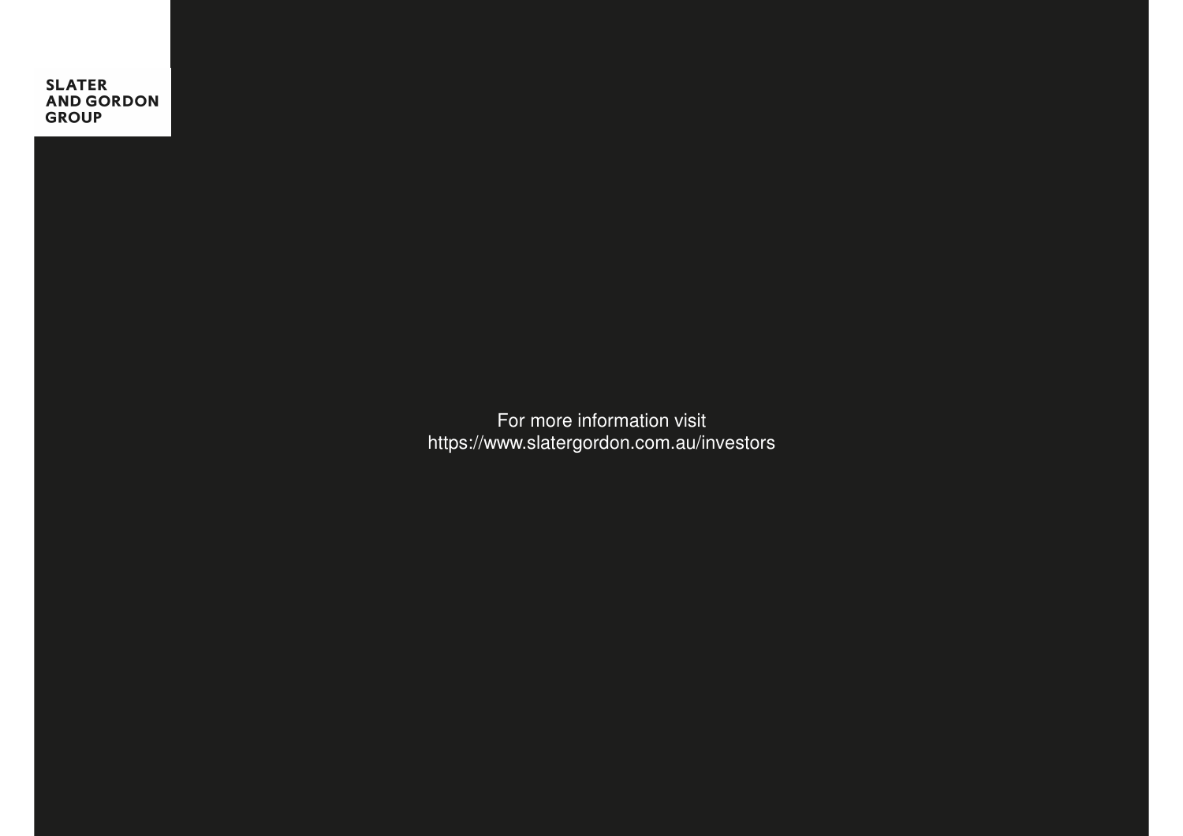SLATER
AND GORDON
GROUP

For more information visit
https://www.slatergordon.com.au/investors